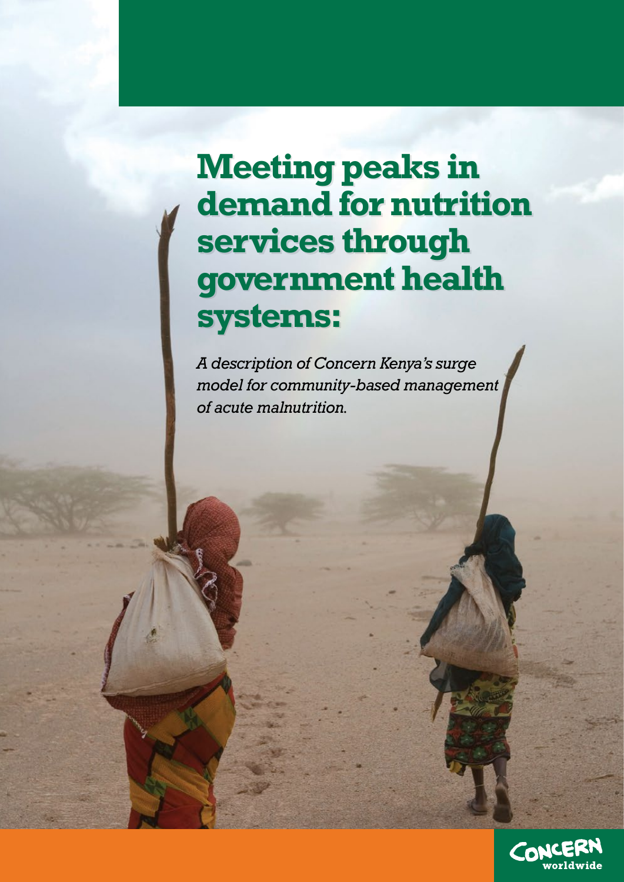# Meeting peaks in demand for nutrition services through government health systems:

*A description of Concern Kenya's surge model for community-based management of acute malnutrition.*

Concern worldwide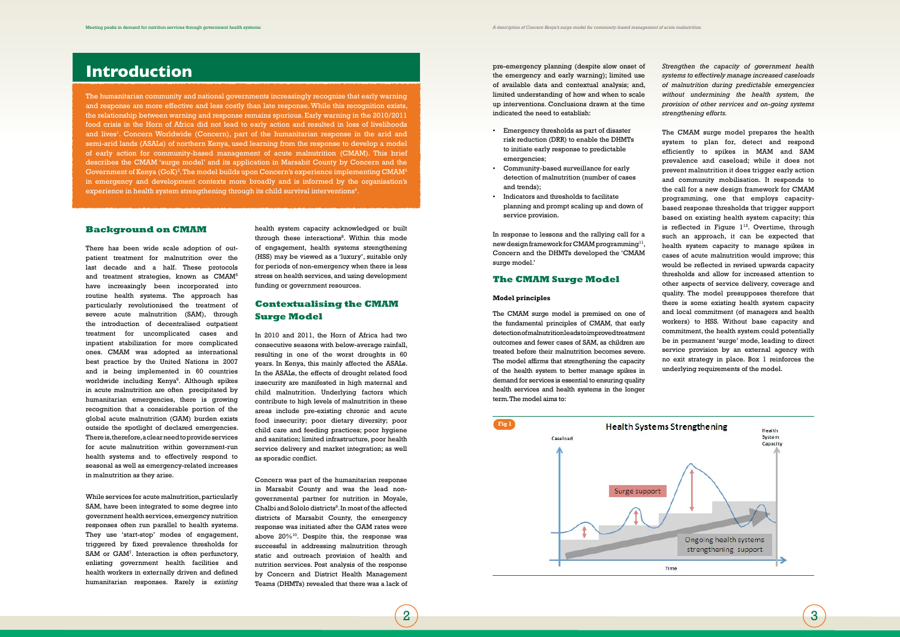# Introduction

The humanitarian community and national governments increasingly recognize that early warning and response are more effective and less costly than late response. While this recognition exists, the relationship between warning and response remains spurious. Early warning in the 2010/2011 food crisis in the Horn of Africa did not lead to early action and resulted in loss of livelihoods and lives[1]. Concern Worldwide (Concern), part of the humanitarian response in the arid and semi-arid lands (ASALs) of northern Kenya, used learning from the response to develop a model of early action for community-based management of acute malnutrition (CMAM). This brief describes the CMAM 'surge model' and its application in Marsabit County by Concern and the Government of Kenya (GoK)[2]. The model builds upon Concern's experience implementing CMAM[3] in emergency and development contexts more broadly and is informed by the organisation's experience in health system strengthening through its child survival interventions[4].

## Background on CMAM

There has been wide scale adoption of out-patient treatment for malnutrition over the last decade and a half. These protocols and treatment strategies, known as CMAM[5] have increasingly been incorporated into routine health systems. The approach has particularly revolutionised the treatment of severe acute malnutrition (SAM), through the introduction of decentralised outpatient treatment for uncomplicated cases and inpatient stabilization for more complicated ones. CMAM was adopted as international best practice by the United Nations in 2007 and is being implemented in 60 countries worldwide including Kenya[6]. Although spikes in acute malnutrition are often precipitated by humanitarian emergencies, there is growing recognition that a considerable portion of the global acute malnutrition (GAM) burden exists outside the spotlight of declared emergencies. There is, therefore, a clear need to provide services for acute malnutrition within government-run health systems and to effectively respond to seasonal as well as emergency-related increases in malnutrition as they arise.

While services for acute malnutrition, particularly SAM, have been integrated to some degree into government health services, emergency nutrition responses often run parallel to health systems. They use 'start-stop' modes of engagement, triggered by fixed prevalence thresholds for SAM or GAM[7]. Interaction is often perfunctory, enlisting government health facilities and health workers in externally driven and defined humanitarian responses. Rarely is *existing* health system capacity acknowledged or built through these interactions[8]. Within this mode of engagement, health systems strengthening (HSS) may be viewed as a 'luxury', suitable only for periods of non-emergency when there is less stress on health services, and using development funding or government resources.

## Contextualising the CMAM Surge Model

In 2010 and 2011, the Horn of Africa had two consecutive seasons with below-average rainfall, resulting in one of the worst droughts in 60 years. In Kenya, this mainly affected the ASALs. In the ASALs, the effects of drought related food insecurity are manifested in high maternal and child malnutrition. Underlying factors which contribute to high levels of malnutrition in these areas include pre-existing chronic and acute food insecurity; poor dietary diversity; poor child care and feeding practices; poor hygiene and sanitation; limited infrastructure, poor health service delivery and market integration; as well as sporadic conflict.

Concern was part of the humanitarian response in Marsabit County and was the lead non-governmental partner for nutrition in Moyale, Chalbi and Sololo districts[9]. In most of the affected districts of Marsabit County, the emergency response was initiated after the GAM rates were above 20%[10]. Despite this, the response was successful in addressing malnutrition through static and outreach provision of health and nutrition services. Post analysis of the response by Concern and District Health Management Teams (DHMTs) revealed that there was a lack of pre-emergency planning (despite slow onset of the emergency and early warning); limited use of available data and contextual analysis; and, limited understanding of how and when to scale up interventions. Conclusions drawn at the time indicated the need to establish:

- Emergency thresholds as part of disaster risk reduction (DRR) to enable the DHMTs to initiate early response to predictable emergencies;
- Community-based surveillance for early detection of malnutrition (number of cases and trends);
- Indicators and thresholds to facilitate planning and prompt scaling up and down of service provision.

In response to lessons and the rallying call for a new design framework for CMAM programming[11], Concern and the DHMTs developed the 'CMAM surge model.'

## The CMAM Surge Model

### Model principles

The CMAM surge model is premised on one of the fundamental principles of CMAM, that early detection of malnutrition leads to improved treatment outcomes and fewer cases of SAM, as children are treated before their malnutrition becomes severe. The model affirms that strengthening the capacity of the health system to better manage spikes in demand for services is essential to ensuring quality health services and health systems in the longer term. The model aims to:

*Strengthen the capacity of government health systems to effectively manage increased caseloads of malnutrition during predictable emergencies without undermining the health system, the provision of other services and on-going systems strengthening efforts.*

The CMAM surge model prepares the health system to plan for, detect and respond efficiently to spikes in MAM and SAM prevalence and caseload; while it does not prevent malnutrition it does trigger early action and community mobilisation. It responds to the call for a new design framework for CMAM programming, one that employs capacity-based response thresholds that trigger support based on existing health system capacity; this is reflected in Figure 1[12]. Overtime, through such an approach, it can be expected that health system capacity to manage spikes in cases of acute malnutrition would improve; this would be reflected in revised upwards capacity thresholds and allow for increased attention to other aspects of service delivery, coverage and quality. The model presupposes therefore that there is some existing health system capacity and local commitment (of managers and health workers) to HSS. Without base capacity and commitment, the health system could potentially be in permanent 'surge' mode, leading to direct service provision by an external agency with no exit strategy in place. Box 1 reinforces the underlying requirements of the model.

Fig 1

Health Systems Strengthening

Caseload | Health System Capacity | Surge support | Ongoing health systems strengthening support | Time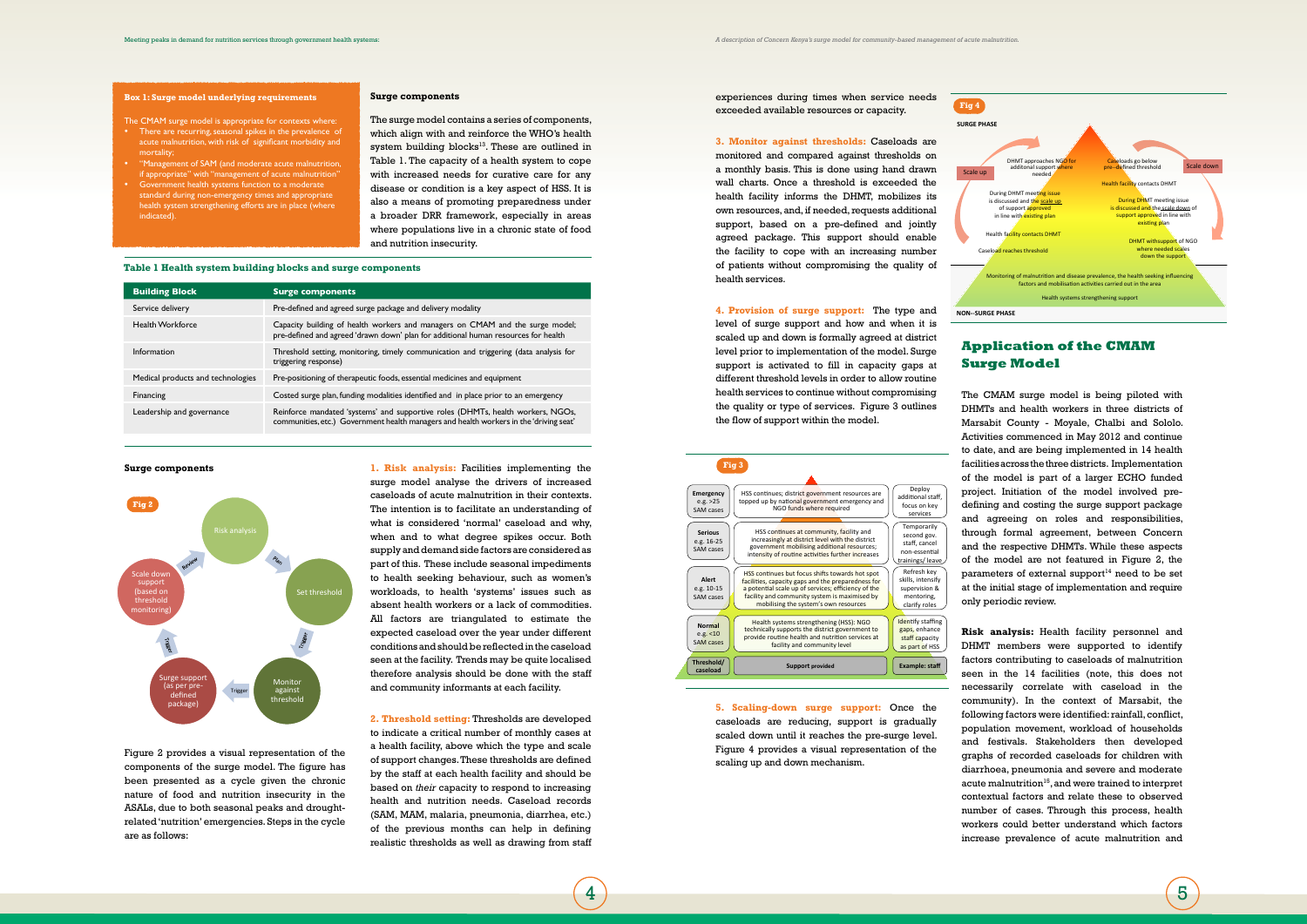**Box 1: Surge model underlying requirements**

The CMAM surge model is appropriate for contexts where:

- There are recurring, seasonal spikes in the prevalence of acute malnutrition, with risk of significant morbidity and mortality;
- "Management of SAM (and moderate acute malnutrition, if appropriate" with "management of acute malnutrition"
- Government health systems function to a moderate standard during non-emergency times and appropriate health system strengthening efforts are in place (where indicated).

### Surge components

The surge model contains a series of components, which align with and reinforce the WHO's health system building blocks[13]. These are outlined in Table 1. The capacity of a health system to cope with increased needs for curative care for any disease or condition is a key aspect of HSS. It is also a means of promoting preparedness under a broader DRR framework, especially in areas where populations live in a chronic state of food and nutrition insecurity.

**Table 1 Health system building blocks and surge components**

| Building Block | Surge components |
|---|---|
| Service delivery | Pre-defined and agreed surge package and delivery modality |
| Health Workforce | Capacity building of health workers and managers on CMAM and the surge model; pre-defined and agreed 'drawn down' plan for additional human resources for health |
| Information | Threshold setting, monitoring, timely communication and triggering (data analysis for triggering response) |
| Medical products and technologies | Pre-positioning of therapeutic foods, essential medicines and equipment |
| Financing | Costed surge plan, funding modalities identified and in place prior to an emergency |
| Leadership and governance | Reinforce mandated 'systems' and supportive roles (DHMTs, health workers, NGOs, communities, etc.) Government health managers and health workers in the 'driving seat' |

### Surge components

Fig 2

Figure 2 provides a visual representation of the components of the surge model. The figure has been presented as a cycle given the chronic nature of food and nutrition insecurity in the ASALs, due to both seasonal peaks and drought-related 'nutrition' emergencies. Steps in the cycle are as follows:

**1. Risk analysis:** Facilities implementing the surge model analyse the drivers of increased caseloads of acute malnutrition in their contexts. The intention is to facilitate an understanding of what is considered 'normal' caseload and why, when and to what degree spikes occur. Both supply and demand side factors are considered as part of this. These include seasonal impediments to health seeking behaviour, such as women's workloads, to health 'systems' issues such as absent health workers or a lack of commodities. All factors are triangulated to estimate the expected caseload over the year under different conditions and should be reflected in the caseload seen at the facility. Trends may be quite localised therefore analysis should be done with the staff and community informants at each facility.

**2. Threshold setting:** Thresholds are developed to indicate a critical number of monthly cases at a health facility, above which the type and scale of support changes. These thresholds are defined by the staff at each health facility and should be based on *their* capacity to respond to increasing health and nutrition needs. Caseload records (SAM, MAM, malaria, pneumonia, diarrhea, etc.) of the previous months can help in defining realistic thresholds as well as drawing from staff experiences during times when service needs exceeded available resources or capacity.

**3. Monitor against thresholds:** Caseloads are monitored and compared against thresholds on a monthly basis. This is done using hand drawn wall charts. Once a threshold is exceeded the health facility informs the DHMT, mobilizes its own resources, and, if needed, requests additional support, based on a pre-defined and jointly agreed package. This support should enable the facility to cope with an increasing number of patients without compromising the quality of health services.

**4. Provision of surge support:** The type and level of surge support and how and when it is scaled up and down is formally agreed at district level prior to implementation of the model. Surge support is activated to fill in capacity gaps at different threshold levels in order to allow routine health services to continue without compromising the quality or type of services. Figure 3 outlines the flow of support within the model.

Fig 3

**5. Scaling-down surge support:** Once the caseloads are reducing, support is gradually scaled down until it reaches the pre-surge level. Figure 4 provides a visual representation of the scaling up and down mechanism.

Fig 4

## Application of the CMAM Surge Model

The CMAM surge model is being piloted with DHMTs and health workers in three districts of Marsabit County - Moyale, Chalbi and Sololo. Activities commenced in May 2012 and continue to date, and are being implemented in 14 health facilities across the three districts. Implementation of the model is part of a larger ECHO funded project. Initiation of the model involved pre-defining and costing the surge support package and agreeing on roles and responsibilities, through formal agreement, between Concern and the respective DHMTs. While these aspects of the model are not featured in Figure 2, the parameters of external support[14] need to be set at the initial stage of implementation and require only periodic review.

**Risk analysis:** Health facility personnel and DHMT members were supported to identify factors contributing to caseloads of malnutrition seen in the 14 facilities (note, this does not necessarily correlate with caseload in the community). In the context of Marsabit, the following factors were identified: rainfall, conflict, population movement, workload of households and festivals. Stakeholders then developed graphs of recorded caseloads for children with diarrhoea, pneumonia and severe and moderate acute malnutrition[15], and were trained to interpret contextual factors and relate these to observed number of cases. Through this process, health workers could better understand which factors increase prevalence of acute malnutrition and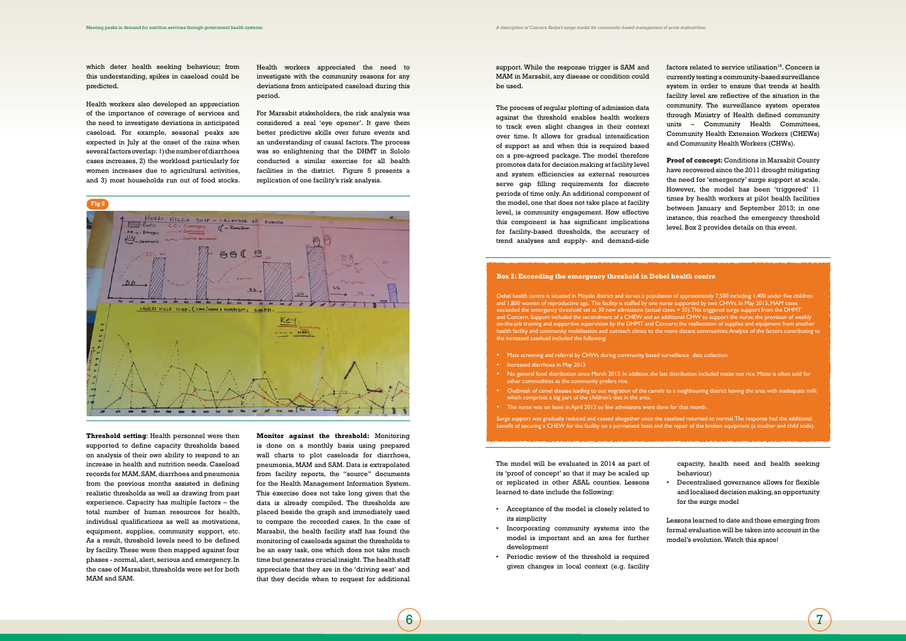which deter health seeking behaviour; from this understanding, spikes in caseload could be predicted.

Health workers also developed an appreciation of the importance of coverage of services and the need to investigate deviations in anticipated caseload. For example, seasonal peaks are expected in July at the onset of the rains when several factors overlap: 1) the number of diarrhoea cases increases, 2) the workload particularly for women increases due to agricultural activities, and 3) most households run out of food stocks.

Health workers appreciated the need to investigate with the community reasons for any deviations from anticipated caseload during this period.

For Marsabit stakeholders, the risk analysis was considered a real 'eye opener'. It gave them better predictive skills over future events and an understanding of causal factors. The process was so enlightening that the DHMT in Sololo conducted a similar exercise for all health facilities in the district. Figure 5 presents a replication of one facility's risk analysis.

Fig 5

**Threshold setting**: Health personnel were then supported to define capacity thresholds based on analysis of their *own* ability to respond to an increase in health and nutrition needs. Caseload records for MAM, SAM, diarrhoea and pneumonia from the previous months assisted in defining realistic thresholds as well as drawing from past experience. Capacity has multiple factors – the total number of human resources for health, individual qualifications as well as motivations, equipment, supplies, community support, etc. As a result, threshold levels need to be defined by facility. These were then mapped against four phases - normal, alert, serious and emergency. In the case of Marsabit, thresholds were set for both MAM and SAM.

**Monitor against the threshold:** Monitoring is done on a monthly basis using prepared wall charts to plot caseloads for diarrhoea, pneumonia, MAM and SAM. Data is extrapolated from facility reports, the "source" documents for the Health Management Information System. This exercise does not take long given that the data is already compiled. The thresholds are placed beside the graph and immediately used to compare the recorded cases. In the case of Marsabit, the health facility staff has found the monitoring of caseloads against the thresholds to be an easy task, one which does not take much time but generates crucial insight. The health staff appreciate that they are in the 'driving seat' and that they decide when to request for additional support. While the response trigger is SAM and MAM in Marsabit, any disease or condition could be used.

The process of regular plotting of admission data against the threshold enables health workers to track even slight changes in their context over time. It allows for gradual intensification of support as and when this is required based on a pre-agreed package. The model therefore promotes data for decision making at facility level and system efficiencies as external resources serve gap filling requirements for discrete periods of time only. An additional component of the model, one that does not take place at facility level, is community engagement. How effective this component is has significant implications for facility-based thresholds, the accuracy of trend analyses and supply- and demand-side factors related to service utilisation[16]. Concern is currently testing a community-based surveillance system in order to ensure that trends at health facility level are reflective of the situation in the community. The surveillance system operates through Ministry of Health defined community units – Community Health Committees, Community Health Extension Workers (CHEWs) and Community Health Workers (CHWs).

**Proof of concept:** Conditions in Marsabit County have recovered since the 2011 drought mitigating the need for 'emergency' surge support at scale. However, the model has been 'triggered' 11 times by health workers at pilot health facilities between January and September 2013; in one instance, this reached the emergency threshold level. Box 2 provides details on this event.

**Box 2: Exceeding the emergency threshold in Debel health centre**

Debel health centre is situated in Moyale district and serves a population of approximately 7,500 including 1,400 under five children and 1,800 women of reproductive age. The facility is staffed by one nurse supported by two CHWs. In May 2013, MAM cases exceeded the emergency threshold set at 30 new admissions (actual cases = 35). This triggered surge support from the DHMT and Concern. Support included the secondment of a CHEW and an additional CHW to support the nurse; the provision of weekly on-the-job training and supportive supervision by the DHMT and Concern; the reallocation of supplies and equipment from another health facility and community mobilisation and outreach clinics to the more distant communities. Analysis of the factors contributing to the increased caseload included the following:

- Mass screening and referral by CHWs during community based surveillance data collection
- Increased diarrhoea in May 2013
- No general food distribution since March 2013. In addition, the last distribution included maize not rice. Maize is often sold for other commodities as the community prefers rice.
- Outbreak of camel disease leading to out migration of the camels to a neighbouring district leaving the area with inadequate milk which comprises a big part of the children's diet in the area.
- The nurse was on leave in April 2013 so few admissions were done for that month.

Surge support was gradually reduced and ceased altogether once the caseload returned to normal. The response had the additional benefit of securing a CHEW for the facility on a permanent basis and the repair of the broken equipment (a mother and child scale).

The model will be evaluated in 2014 as part of its 'proof of concept' so that it may be scaled up or replicated in other ASAL counties. Lessons learned to date include the following:

- Acceptance of the model is closely related to its simplicity
- Incorporating community systems into the model is important and an area for further development
- Periodic review of the threshold is required given changes in local context (e.g. facility capacity, health need and health seeking behaviour)
- Decentralised governance allows for flexible and localised decision making, an opportunity for the surge model

Lessons learned to date and those emerging from formal evaluation will be taken into account in the model's evolution. Watch this space!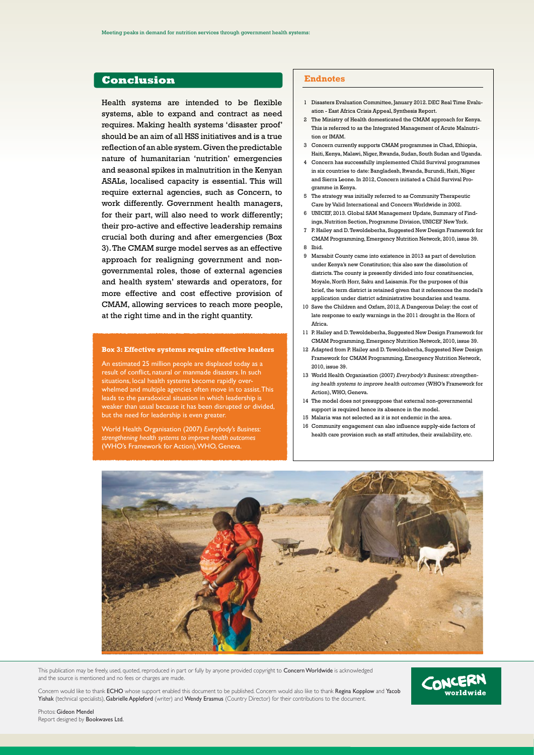## Conclusion

Health systems are intended to be flexible systems, able to expand and contract as need requires. Making health systems 'disaster proof' should be an aim of all HSS initiatives and is a true reflection of an able system. Given the predictable nature of humanitarian 'nutrition' emergencies and seasonal spikes in malnutrition in the Kenyan ASALs, localised capacity is essential. This will require external agencies, such as Concern, to work differently. Government health managers, for their part, will also need to work differently; their pro-active and effective leadership remains crucial both during and after emergencies (Box 3). The CMAM surge model serves as an effective approach for realigning government and non-governmental roles, those of external agencies and health system' stewards and operators, for more effective and cost effective provision of CMAM, allowing services to reach more people, at the right time and in the right quantity.

### Box 3: Effective systems require effective leaders

An estimated 25 million people are displaced today as a result of conflict, natural or manmade disasters. In such situations, local health systems become rapidly overwhelmed and multiple agencies often move in to assist. This leads to the paradoxical situation in which leadership is weaker than usual because it has been disrupted or divided, but the need for leadership is even greater.

World Health Organisation (2007) *Everybody's Business: strengthening health systems to improve health outcomes* (WHO's Framework for Action), WHO, Geneva.

## Endnotes

1. Disasters Evaluation Committee, January 2012. DEC Real Time Evaluation - East Africa Crisis Appeal, Synthesis Report.
2. The Ministry of Health domesticated the CMAM approach for Kenya. This is referred to as the Integrated Management of Acute Malnutrition or IMAM.
3. Concern currently supports CMAM programmes in Chad, Ethiopia, Haiti, Kenya, Malawi, Niger, Rwanda, Sudan, South Sudan and Uganda.
4. Concern has successfully implemented Child Survival programmes in six countries to date: Bangladesh, Rwanda, Burundi, Haiti, Niger and Sierra Leone. In 2012, Concern initiated a Child Survival Programme in Kenya.
5. The strategy was initially referred to as Community Therapeutic Care by Valid International and Concern Worldwide in 2002.
6. UNICEF, 2013. Global SAM Management Update, Summary of Findings, Nutrition Section, Programme Division, UNICEF New York.
7. P. Hailey and D. Tewoldeberha, Suggested New Design Framework for CMAM Programming, Emergency Nutrition Network, 2010, issue 39.
8. Ibid.
9. Marsabit County came into existence in 2013 as part of devolution under Kenya's new Constitution; this also saw the dissolution of districts. The county is presently divided into four constituencies, Moyale, North Horr, Saku and Laisamis. For the purposes of this brief, the term district is retained given that it references the model's application under district administrative boundaries and teams.
10. Save the Children and Oxfam, 2012, A Dangerous Delay: the cost of late response to early warnings in the 2011 drought in the Horn of Africa.
11. P. Hailey and D. Tewoldeberha, Suggested New Design Framework for CMAM Programming, Emergency Nutrition Network, 2010, issue 39.
12. Adapted from P. Hailey and D. Tewoldeberha, Suggested New Design Framework for CMAM Programming, Emergency Nutrition Network, 2010, issue 39.
13. World Health Organisation (2007) *Everybody's Business: strengthening health systems to improve health outcomes* (WHO's Framework for Action), WHO, Geneva.
14. The model does not presuppose that external non-governmental support is required hence its absence in the model.
15. Malaria was not selected as it is not endemic in the area.
16. Community engagement can also influence supply-side factors of health care provision such as staff attitudes, their availability, etc.

This publication may be freely, used, quoted, reproduced in part or fully by anyone provided copyright to Concern Worldwide is acknowledged and the source is mentioned and no fees or charges are made.

Concern would like to thank ECHO whose support enabled this document to be published. Concern would also like to thank Regina Kopplow and Yacob Yishak (technical specialists), Gabrielle Appleford (writer) and Wendy Erasmus (Country Director) for their contributions to the document.

Photos: Gideon Mendel
Report designed by Bookwaves Ltd.